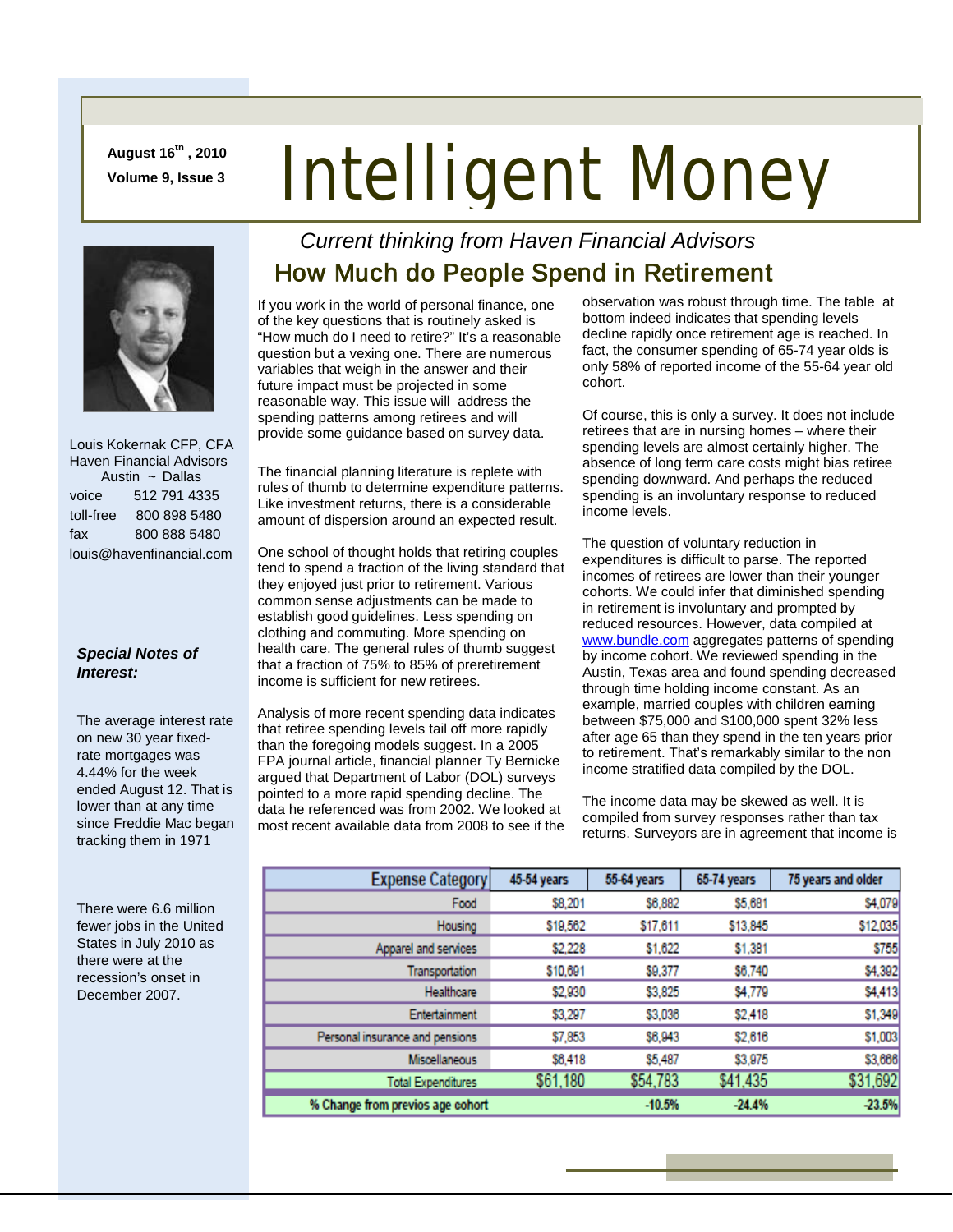August 16th, 2010
Volume 9, Issue 3

# Intelligent Money

*Current thinking from Haven Financial Advisors*

Louis Kokernak CFP, CFA
Haven Financial Advisors
Austin ~ Dallas

voice 512 791 4335
toll-free 800 898 5480
fax 800 888 5480
louis@havenfinancial.com

***Special Notes of Interest:***

The average interest rate on new 30 year fixed-rate mortgages was 4.44% for the week ended August 12. That is lower than at any time since Freddie Mac began tracking them in 1971

There were 6.6 million fewer jobs in the United States in July 2010 as there were at the recession's onset in December 2007.

## How Much do People Spend in Retirement

If you work in the world of personal finance, one of the key questions that is routinely asked is "How much do I need to retire?" It's a reasonable question but a vexing one. There are numerous variables that weigh in the answer and their future impact must be projected in some reasonable way. This issue will address the spending patterns among retirees and will provide some guidance based on survey data.

The financial planning literature is replete with rules of thumb to determine expenditure patterns. Like investment returns, there is a considerable amount of dispersion around an expected result.

One school of thought holds that retiring couples tend to spend a fraction of the living standard that they enjoyed just prior to retirement. Various common sense adjustments can be made to establish good guidelines. Less spending on clothing and commuting. More spending on health care. The general rules of thumb suggest that a fraction of 75% to 85% of preretirement income is sufficient for new retirees.

Analysis of more recent spending data indicates that retiree spending levels tail off more rapidly than the foregoing models suggest. In a 2005 FPA journal article, financial planner Ty Bernicke argued that Department of Labor (DOL) surveys pointed to a more rapid spending decline. The data he referenced was from 2002. We looked at most recent available data from 2008 to see if the observation was robust through time. The table at bottom indeed indicates that spending levels decline rapidly once retirement age is reached. In fact, the consumer spending of 65-74 year olds is only 58% of reported income of the 55-64 year old cohort.

Of course, this is only a survey. It does not include retirees that are in nursing homes – where their spending levels are almost certainly higher. The absence of long term care costs might bias retiree spending downward. And perhaps the reduced spending is an involuntary response to reduced income levels.

The question of voluntary reduction in expenditures is difficult to parse. The reported incomes of retirees are lower than their younger cohorts. We could infer that diminished spending in retirement is involuntary and prompted by reduced resources. However, data compiled at www.bundle.com aggregates patterns of spending by income cohort. We reviewed spending in the Austin, Texas area and found spending decreased through time holding income constant. As an example, married couples with children earning between $75,000 and $100,000 spent 32% less after age 65 than they spend in the ten years prior to retirement. That's remarkably similar to the non income stratified data compiled by the DOL.

The income data may be skewed as well. It is compiled from survey responses rather than tax returns. Surveyors are in agreement that income is

| Expense Category | 45-54 years | 55-64 years | 65-74 years | 75 years and older |
|---|---|---|---|---|
| Food | $8,201 | $6,882 | $5,681 | $4,079 |
| Housing | $19,562 | $17,611 | $13,845 | $12,035 |
| Apparel and services | $2,228 | $1,622 | $1,381 | $755 |
| Transportation | $10,691 | $9,377 | $6,740 | $4,392 |
| Healthcare | $2,930 | $3,825 | $4,779 | $4,413 |
| Entertainment | $3,297 | $3,036 | $2,418 | $1,349 |
| Personal insurance and pensions | $7,853 | $6,943 | $2,616 | $1,003 |
| Miscellaneous | $6,418 | $5,487 | $3,975 | $3,666 |
| Total Expenditures | $61,180 | $54,783 | $41,435 | $31,692 |
| % Change from previos age cohort | | -10.5% | -24.4% | -23.5% |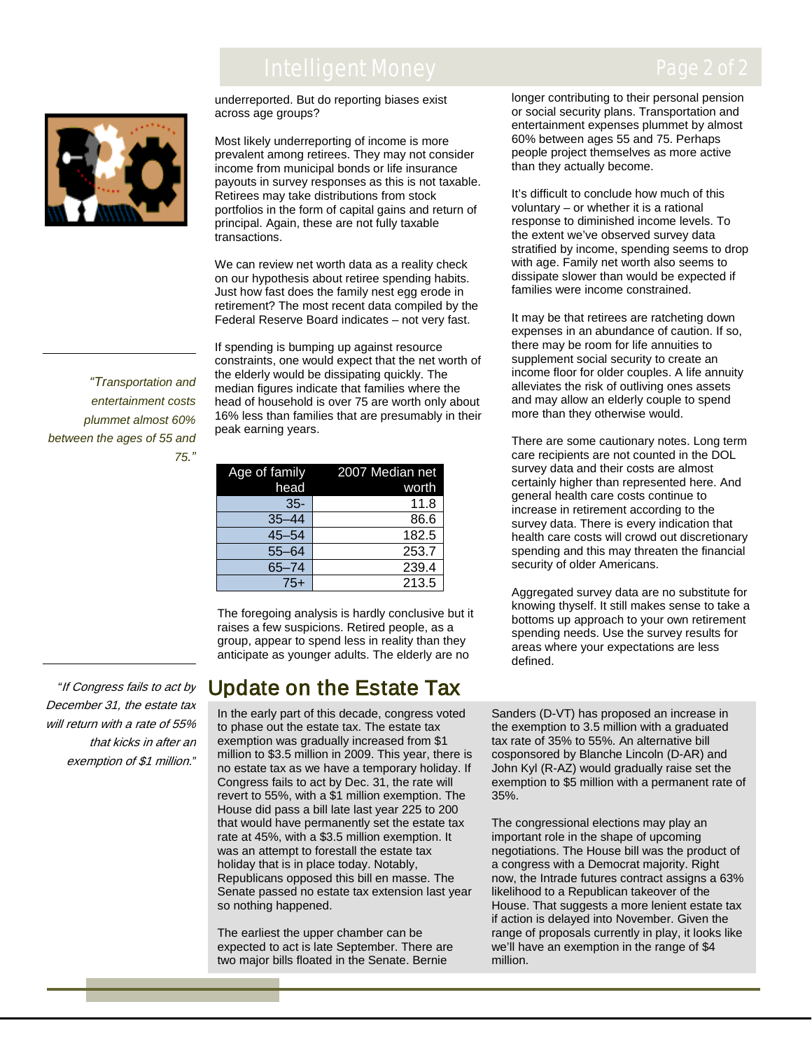underreported. But do reporting biases exist across age groups?

Most likely underreporting of income is more prevalent among retirees. They may not consider income from municipal bonds or life insurance payouts in survey responses as this is not taxable. Retirees may take distributions from stock portfolios in the form of capital gains and return of principal. Again, these are not fully taxable transactions.

We can review net worth data as a reality check on our hypothesis about retiree spending habits. Just how fast does the family nest egg erode in retirement? The most recent data compiled by the Federal Reserve Board indicates – not very fast.

*"Transportation and entertainment costs plummet almost 60% between the ages of 55 and 75."*

If spending is bumping up against resource constraints, one would expect that the net worth of the elderly would be dissipating quickly. The median figures indicate that families where the head of household is over 75 are worth only about 16% less than families that are presumably in their peak earning years.

| Age of family head | 2007 Median net worth |
| --- | --- |
| 35- | 11.8 |
| 35–44 | 86.6 |
| 45–54 | 182.5 |
| 55–64 | 253.7 |
| 65–74 | 239.4 |
| 75+ | 213.5 |

The foregoing analysis is hardly conclusive but it raises a few suspicions. Retired people, as a group, appear to spend less in reality than they anticipate as younger adults. The elderly are no longer contributing to their personal pension or social security plans. Transportation and entertainment expenses plummet by almost 60% between ages 55 and 75. Perhaps people project themselves as more active than they actually become.

It's difficult to conclude how much of this voluntary – or whether it is a rational response to diminished income levels. To the extent we've observed survey data stratified by income, spending seems to drop with age. Family net worth also seems to dissipate slower than would be expected if families were income constrained.

It may be that retirees are ratcheting down expenses in an abundance of caution. If so, there may be room for life annuities to supplement social security to create an income floor for older couples. A life annuity alleviates the risk of outliving ones assets and may allow an elderly couple to spend more than they otherwise would.

There are some cautionary notes. Long term care recipients are not counted in the DOL survey data and their costs are almost certainly higher than represented here. And general health care costs continue to increase in retirement according to the survey data. There is every indication that health care costs will crowd out discretionary spending and this may threaten the financial security of older Americans.

Aggregated survey data are no substitute for knowing thyself. It still makes sense to take a bottoms up approach to your own retirement spending needs. Use the survey results for areas where your expectations are less defined.

## Update on the Estate Tax

*"If Congress fails to act by December 31, the estate tax will return with a rate of 55% that kicks in after an exemption of $1 million."*

In the early part of this decade, congress voted to phase out the estate tax. The estate tax exemption was gradually increased from $1 million to $3.5 million in 2009. This year, there is no estate tax as we have a temporary holiday. If Congress fails to act by Dec. 31, the rate will revert to 55%, with a $1 million exemption. The House did pass a bill late last year 225 to 200 that would have permanently set the estate tax rate at 45%, with a $3.5 million exemption. It was an attempt to forestall the estate tax holiday that is in place today. Notably, Republicans opposed this bill en masse. The Senate passed no estate tax extension last year so nothing happened.

The earliest the upper chamber can be expected to act is late September. There are two major bills floated in the Senate. Bernie Sanders (D-VT) has proposed an increase in the exemption to 3.5 million with a graduated tax rate of 35% to 55%. An alternative bill cosponsored by Blanche Lincoln (D-AR) and John Kyl (R-AZ) would gradually raise set the exemption to $5 million with a permanent rate of 35%.

The congressional elections may play an important role in the shape of upcoming negotiations. The House bill was the product of a congress with a Democrat majority. Right now, the Intrade futures contract assigns a 63% likelihood to a Republican takeover of the House. That suggests a more lenient estate tax if action is delayed into November. Given the range of proposals currently in play, it looks like we'll have an exemption in the range of $4 million.